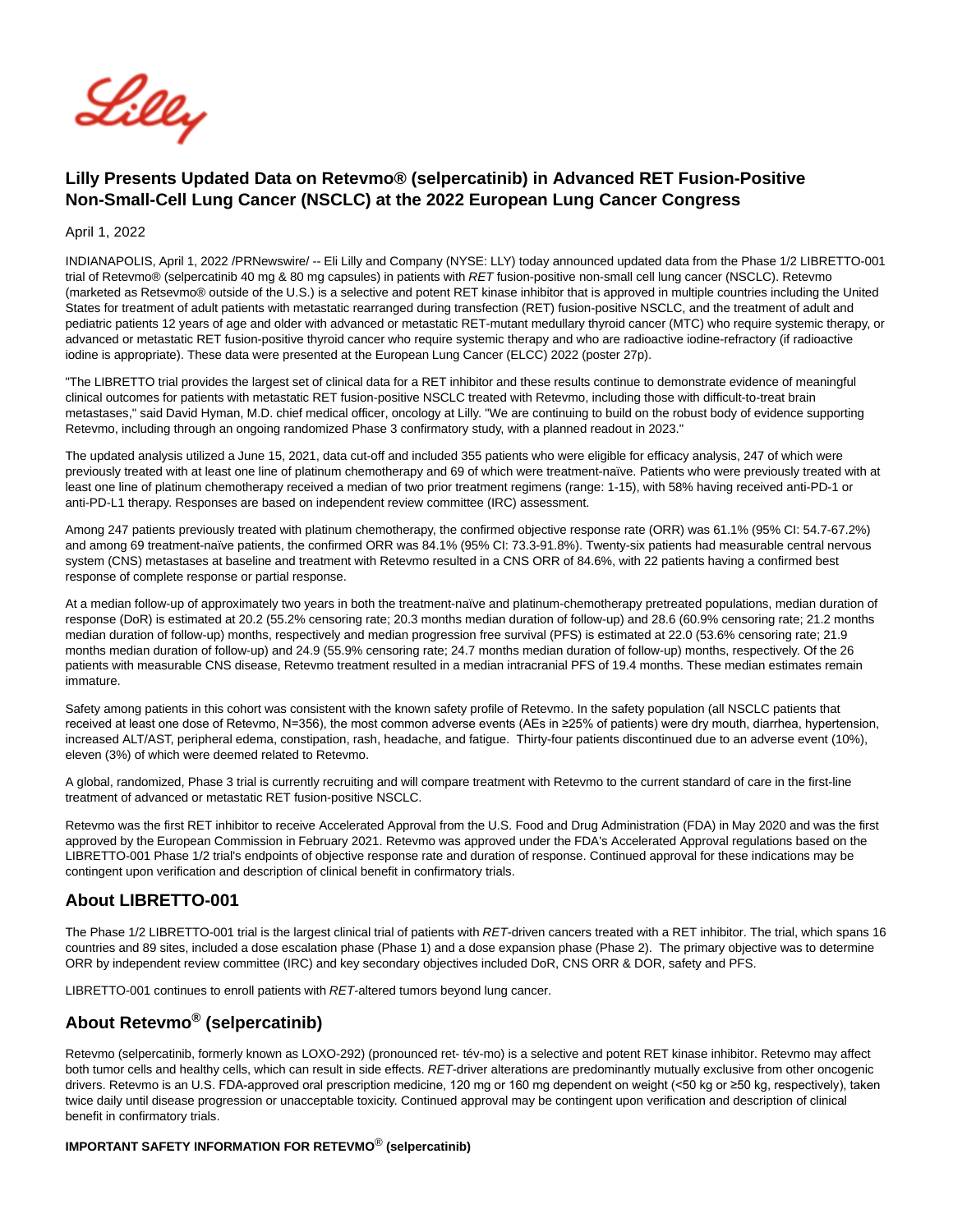# Lilly Presents Updated Data on Retevmo® (selpercatinib) in Advanced RET Fusion-Positive Non-Small-Cell Lung Cancer (NSCLC) at the 2022 European Lung Cancer Congress

April 1, 2022

INDIANAPOLIS, April 1, 2022 /PRNewswire/ -- Eli Lilly and Company (NYSE: LLY) today announced updated data from the Phase 1/2 LIBRETTO-001 trial of Retevmo® (selpercatinib 40 mg & 80 mg capsules) in patients with *RET* fusion-positive non-small cell lung cancer (NSCLC). Retevmo (marketed as Retsevmo® outside of the U.S.) is a selective and potent RET kinase inhibitor that is approved in multiple countries including the United States for treatment of adult patients with metastatic rearranged during transfection (RET) fusion-positive NSCLC, and the treatment of adult and pediatric patients 12 years of age and older with advanced or metastatic RET-mutant medullary thyroid cancer (MTC) who require systemic therapy, or advanced or metastatic RET fusion-positive thyroid cancer who require systemic therapy and who are radioactive iodine-refractory (if radioactive iodine is appropriate). These data were presented at the European Lung Cancer (ELCC) 2022 (poster 27p).

"The LIBRETTO trial provides the largest set of clinical data for a RET inhibitor and these results continue to demonstrate evidence of meaningful clinical outcomes for patients with metastatic RET fusion-positive NSCLC treated with Retevmo, including those with difficult-to-treat brain metastases," said David Hyman, M.D. chief medical officer, oncology at Lilly. "We are continuing to build on the robust body of evidence supporting Retevmo, including through an ongoing randomized Phase 3 confirmatory study, with a planned readout in 2023."

The updated analysis utilized a June 15, 2021, data cut-off and included 355 patients who were eligible for efficacy analysis, 247 of which were previously treated with at least one line of platinum chemotherapy and 69 of which were treatment-naïve. Patients who were previously treated with at least one line of platinum chemotherapy received a median of two prior treatment regimens (range: 1-15), with 58% having received anti-PD-1 or anti-PD-L1 therapy. Responses are based on independent review committee (IRC) assessment.

Among 247 patients previously treated with platinum chemotherapy, the confirmed objective response rate (ORR) was 61.1% (95% CI: 54.7-67.2%) and among 69 treatment-naïve patients, the confirmed ORR was 84.1% (95% CI: 73.3-91.8%). Twenty-six patients had measurable central nervous system (CNS) metastases at baseline and treatment with Retevmo resulted in a CNS ORR of 84.6%, with 22 patients having a confirmed best response of complete response or partial response.

At a median follow-up of approximately two years in both the treatment-naïve and platinum-chemotherapy pretreated populations, median duration of response (DoR) is estimated at 20.2 (55.2% censoring rate; 20.3 months median duration of follow-up) and 28.6 (60.9% censoring rate; 21.2 months median duration of follow-up) months, respectively and median progression free survival (PFS) is estimated at 22.0 (53.6% censoring rate; 21.9 months median duration of follow-up) and 24.9 (55.9% censoring rate; 24.7 months median duration of follow-up) months, respectively. Of the 26 patients with measurable CNS disease, Retevmo treatment resulted in a median intracranial PFS of 19.4 months. These median estimates remain immature.

Safety among patients in this cohort was consistent with the known safety profile of Retevmo. In the safety population (all NSCLC patients that received at least one dose of Retevmo, N=356), the most common adverse events (AEs in ≥25% of patients) were dry mouth, diarrhea, hypertension, increased ALT/AST, peripheral edema, constipation, rash, headache, and fatigue. Thirty-four patients discontinued due to an adverse event (10%), eleven (3%) of which were deemed related to Retevmo.

A global, randomized, Phase 3 trial is currently recruiting and will compare treatment with Retevmo to the current standard of care in the first-line treatment of advanced or metastatic RET fusion-positive NSCLC.

Retevmo was the first RET inhibitor to receive Accelerated Approval from the U.S. Food and Drug Administration (FDA) in May 2020 and was the first approved by the European Commission in February 2021. Retevmo was approved under the FDA's Accelerated Approval regulations based on the LIBRETTO-001 Phase 1/2 trial's endpoints of objective response rate and duration of response. Continued approval for these indications may be contingent upon verification and description of clinical benefit in confirmatory trials.

## About LIBRETTO-001

The Phase 1/2 LIBRETTO-001 trial is the largest clinical trial of patients with *RET*-driven cancers treated with a RET inhibitor. The trial, which spans 16 countries and 89 sites, included a dose escalation phase (Phase 1) and a dose expansion phase (Phase 2). The primary objective was to determine ORR by independent review committee (IRC) and key secondary objectives included DoR, CNS ORR & DOR, safety and PFS.

LIBRETTO-001 continues to enroll patients with *RET*-altered tumors beyond lung cancer.

## About Retevmo® (selpercatinib)

Retevmo (selpercatinib, formerly known as LOXO-292) (pronounced ret- tév-mo) is a selective and potent RET kinase inhibitor. Retevmo may affect both tumor cells and healthy cells, which can result in side effects. *RET*-driver alterations are predominantly mutually exclusive from other oncogenic drivers. Retevmo is an U.S. FDA-approved oral prescription medicine, 120 mg or 160 mg dependent on weight (<50 kg or ≥50 kg, respectively), taken twice daily until disease progression or unacceptable toxicity. Continued approval may be contingent upon verification and description of clinical benefit in confirmatory trials.

**IMPORTANT SAFETY INFORMATION FOR RETEVMO® (selpercatinib)**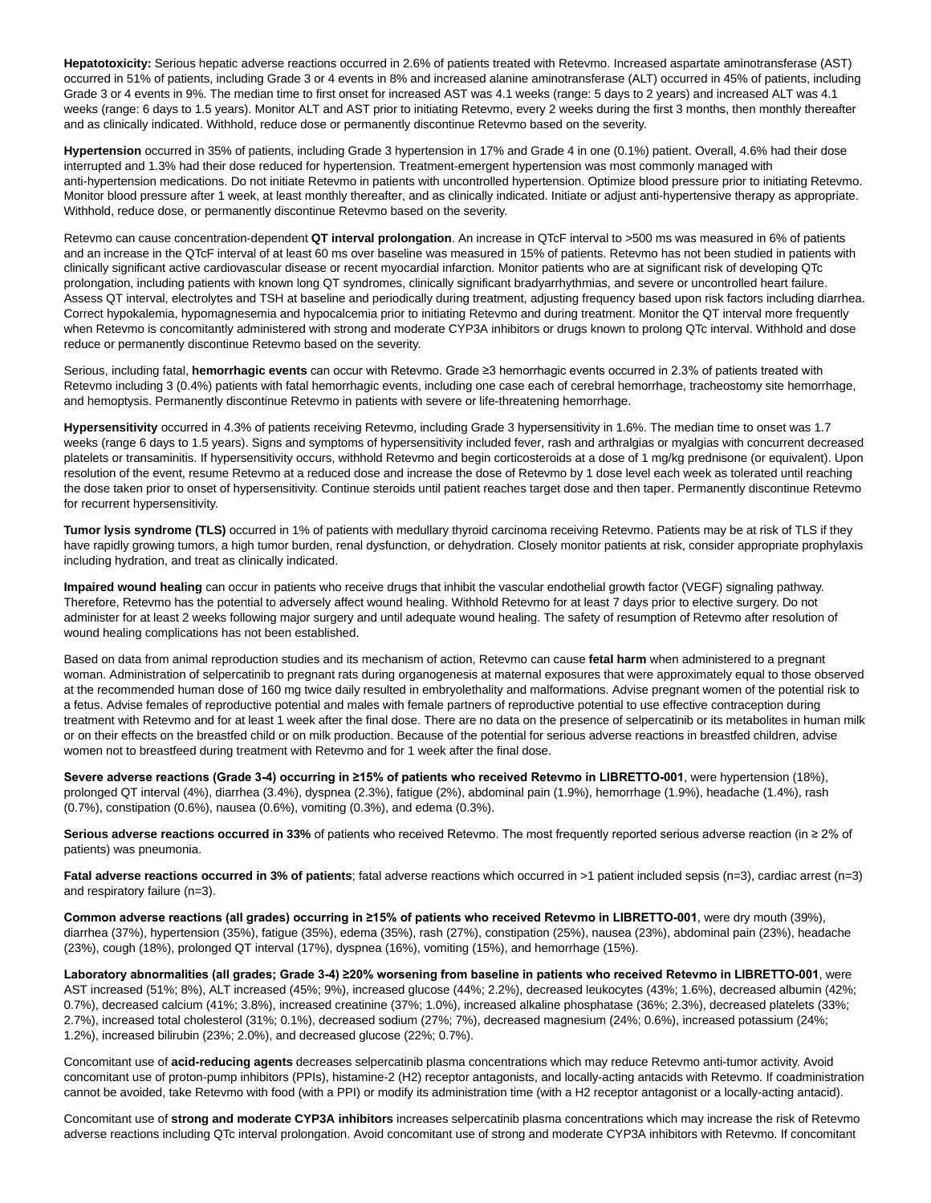**Hepatotoxicity:** Serious hepatic adverse reactions occurred in 2.6% of patients treated with Retevmo. Increased aspartate aminotransferase (AST) occurred in 51% of patients, including Grade 3 or 4 events in 8% and increased alanine aminotransferase (ALT) occurred in 45% of patients, including Grade 3 or 4 events in 9%. The median time to first onset for increased AST was 4.1 weeks (range: 5 days to 2 years) and increased ALT was 4.1 weeks (range: 6 days to 1.5 years). Monitor ALT and AST prior to initiating Retevmo, every 2 weeks during the first 3 months, then monthly thereafter and as clinically indicated. Withhold, reduce dose or permanently discontinue Retevmo based on the severity.

**Hypertension** occurred in 35% of patients, including Grade 3 hypertension in 17% and Grade 4 in one (0.1%) patient. Overall, 4.6% had their dose interrupted and 1.3% had their dose reduced for hypertension. Treatment-emergent hypertension was most commonly managed with anti-hypertension medications. Do not initiate Retevmo in patients with uncontrolled hypertension. Optimize blood pressure prior to initiating Retevmo. Monitor blood pressure after 1 week, at least monthly thereafter, and as clinically indicated. Initiate or adjust anti-hypertensive therapy as appropriate. Withhold, reduce dose, or permanently discontinue Retevmo based on the severity.

Retevmo can cause concentration-dependent **QT interval prolongation**. An increase in QTcF interval to >500 ms was measured in 6% of patients and an increase in the QTcF interval of at least 60 ms over baseline was measured in 15% of patients. Retevmo has not been studied in patients with clinically significant active cardiovascular disease or recent myocardial infarction. Monitor patients who are at significant risk of developing QTc prolongation, including patients with known long QT syndromes, clinically significant bradyarrhythmias, and severe or uncontrolled heart failure. Assess QT interval, electrolytes and TSH at baseline and periodically during treatment, adjusting frequency based upon risk factors including diarrhea. Correct hypokalemia, hypomagnesemia and hypocalcemia prior to initiating Retevmo and during treatment. Monitor the QT interval more frequently when Retevmo is concomitantly administered with strong and moderate CYP3A inhibitors or drugs known to prolong QTc interval. Withhold and dose reduce or permanently discontinue Retevmo based on the severity.

Serious, including fatal, **hemorrhagic events** can occur with Retevmo. Grade ≥3 hemorrhagic events occurred in 2.3% of patients treated with Retevmo including 3 (0.4%) patients with fatal hemorrhagic events, including one case each of cerebral hemorrhage, tracheostomy site hemorrhage, and hemoptysis. Permanently discontinue Retevmo in patients with severe or life-threatening hemorrhage.

**Hypersensitivity** occurred in 4.3% of patients receiving Retevmo, including Grade 3 hypersensitivity in 1.6%. The median time to onset was 1.7 weeks (range 6 days to 1.5 years). Signs and symptoms of hypersensitivity included fever, rash and arthralgias or myalgias with concurrent decreased platelets or transaminitis. If hypersensitivity occurs, withhold Retevmo and begin corticosteroids at a dose of 1 mg/kg prednisone (or equivalent). Upon resolution of the event, resume Retevmo at a reduced dose and increase the dose of Retevmo by 1 dose level each week as tolerated until reaching the dose taken prior to onset of hypersensitivity. Continue steroids until patient reaches target dose and then taper. Permanently discontinue Retevmo for recurrent hypersensitivity.

**Tumor lysis syndrome (TLS)** occurred in 1% of patients with medullary thyroid carcinoma receiving Retevmo. Patients may be at risk of TLS if they have rapidly growing tumors, a high tumor burden, renal dysfunction, or dehydration. Closely monitor patients at risk, consider appropriate prophylaxis including hydration, and treat as clinically indicated.

**Impaired wound healing** can occur in patients who receive drugs that inhibit the vascular endothelial growth factor (VEGF) signaling pathway. Therefore, Retevmo has the potential to adversely affect wound healing. Withhold Retevmo for at least 7 days prior to elective surgery. Do not administer for at least 2 weeks following major surgery and until adequate wound healing. The safety of resumption of Retevmo after resolution of wound healing complications has not been established.

Based on data from animal reproduction studies and its mechanism of action, Retevmo can cause **fetal harm** when administered to a pregnant woman. Administration of selpercatinib to pregnant rats during organogenesis at maternal exposures that were approximately equal to those observed at the recommended human dose of 160 mg twice daily resulted in embryolethality and malformations. Advise pregnant women of the potential risk to a fetus. Advise females of reproductive potential and males with female partners of reproductive potential to use effective contraception during treatment with Retevmo and for at least 1 week after the final dose. There are no data on the presence of selpercatinib or its metabolites in human milk or on their effects on the breastfed child or on milk production. Because of the potential for serious adverse reactions in breastfed children, advise women not to breastfeed during treatment with Retevmo and for 1 week after the final dose.

**Severe adverse reactions (Grade 3-4) occurring in ≥15% of patients who received Retevmo in LIBRETTO-001**, were hypertension (18%), prolonged QT interval (4%), diarrhea (3.4%), dyspnea (2.3%), fatigue (2%), abdominal pain (1.9%), hemorrhage (1.9%), headache (1.4%), rash (0.7%), constipation (0.6%), nausea (0.6%), vomiting (0.3%), and edema (0.3%).

**Serious adverse reactions occurred in 33%** of patients who received Retevmo. The most frequently reported serious adverse reaction (in ≥ 2% of patients) was pneumonia.

**Fatal adverse reactions occurred in 3% of patients**; fatal adverse reactions which occurred in >1 patient included sepsis (n=3), cardiac arrest (n=3) and respiratory failure (n=3).

**Common adverse reactions (all grades) occurring in ≥15% of patients who received Retevmo in LIBRETTO-001**, were dry mouth (39%), diarrhea (37%), hypertension (35%), fatigue (35%), edema (35%), rash (27%), constipation (25%), nausea (23%), abdominal pain (23%), headache (23%), cough (18%), prolonged QT interval (17%), dyspnea (16%), vomiting (15%), and hemorrhage (15%).

**Laboratory abnormalities (all grades; Grade 3-4) ≥20% worsening from baseline in patients who received Retevmo in LIBRETTO-001**, were AST increased (51%; 8%), ALT increased (45%; 9%), increased glucose (44%; 2.2%), decreased leukocytes (43%; 1.6%), decreased albumin (42%; 0.7%), decreased calcium (41%; 3.8%), increased creatinine (37%; 1.0%), increased alkaline phosphatase (36%; 2.3%), decreased platelets (33%; 2.7%), increased total cholesterol (31%; 0.1%), decreased sodium (27%; 7%), decreased magnesium (24%; 0.6%), increased potassium (24%; 1.2%), increased bilirubin (23%; 2.0%), and decreased glucose (22%; 0.7%).

Concomitant use of **acid-reducing agents** decreases selpercatinib plasma concentrations which may reduce Retevmo anti-tumor activity. Avoid concomitant use of proton-pump inhibitors (PPIs), histamine-2 (H2) receptor antagonists, and locally-acting antacids with Retevmo. If coadministration cannot be avoided, take Retevmo with food (with a PPI) or modify its administration time (with a H2 receptor antagonist or a locally-acting antacid).

Concomitant use of **strong and moderate CYP3A inhibitors** increases selpercatinib plasma concentrations which may increase the risk of Retevmo adverse reactions including QTc interval prolongation. Avoid concomitant use of strong and moderate CYP3A inhibitors with Retevmo. If concomitant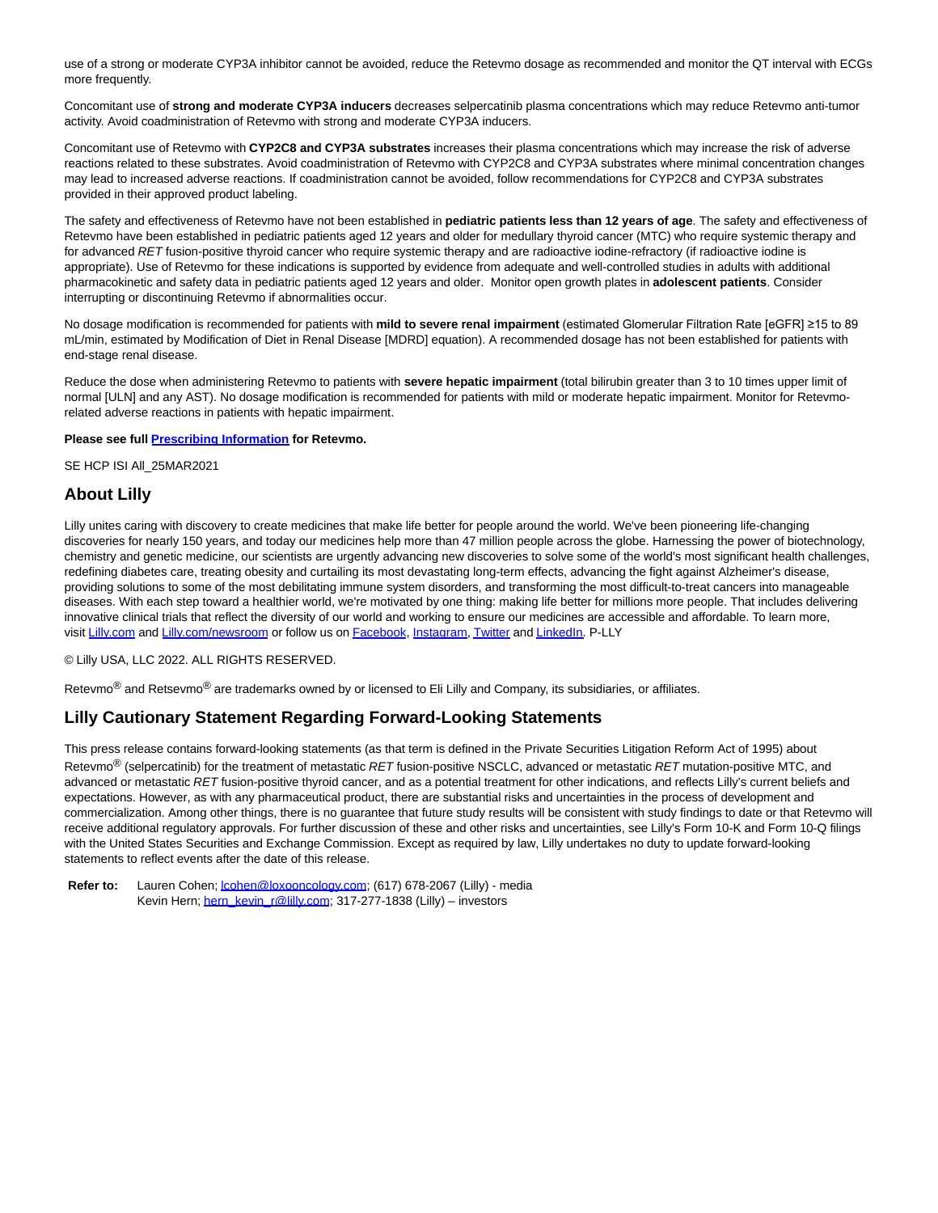use of a strong or moderate CYP3A inhibitor cannot be avoided, reduce the Retevmo dosage as recommended and monitor the QT interval with ECGs more frequently.

Concomitant use of **strong and moderate CYP3A inducers** decreases selpercatinib plasma concentrations which may reduce Retevmo anti-tumor activity. Avoid coadministration of Retevmo with strong and moderate CYP3A inducers.

Concomitant use of Retevmo with **CYP2C8 and CYP3A substrates** increases their plasma concentrations which may increase the risk of adverse reactions related to these substrates. Avoid coadministration of Retevmo with CYP2C8 and CYP3A substrates where minimal concentration changes may lead to increased adverse reactions. If coadministration cannot be avoided, follow recommendations for CYP2C8 and CYP3A substrates provided in their approved product labeling.

The safety and effectiveness of Retevmo have not been established in **pediatric patients less than 12 years of age**. The safety and effectiveness of Retevmo have been established in pediatric patients aged 12 years and older for medullary thyroid cancer (MTC) who require systemic therapy and for advanced *RET* fusion-positive thyroid cancer who require systemic therapy and are radioactive iodine-refractory (if radioactive iodine is appropriate). Use of Retevmo for these indications is supported by evidence from adequate and well-controlled studies in adults with additional pharmacokinetic and safety data in pediatric patients aged 12 years and older. Monitor open growth plates in **adolescent patients**. Consider interrupting or discontinuing Retevmo if abnormalities occur.

No dosage modification is recommended for patients with **mild to severe renal impairment** (estimated Glomerular Filtration Rate [eGFR] ≥15 to 89 mL/min, estimated by Modification of Diet in Renal Disease [MDRD] equation). A recommended dosage has not been established for patients with end-stage renal disease.

Reduce the dose when administering Retevmo to patients with **severe hepatic impairment** (total bilirubin greater than 3 to 10 times upper limit of normal [ULN] and any AST). No dosage modification is recommended for patients with mild or moderate hepatic impairment. Monitor for Retevmo-related adverse reactions in patients with hepatic impairment.

**Please see full Prescribing Information for Retevmo.**

SE HCP ISI All_25MAR2021

## About Lilly

Lilly unites caring with discovery to create medicines that make life better for people around the world. We've been pioneering life-changing discoveries for nearly 150 years, and today our medicines help more than 47 million people across the globe. Harnessing the power of biotechnology, chemistry and genetic medicine, our scientists are urgently advancing new discoveries to solve some of the world's most significant health challenges, redefining diabetes care, treating obesity and curtailing its most devastating long-term effects, advancing the fight against Alzheimer's disease, providing solutions to some of the most debilitating immune system disorders, and transforming the most difficult-to-treat cancers into manageable diseases. With each step toward a healthier world, we're motivated by one thing: making life better for millions more people. That includes delivering innovative clinical trials that reflect the diversity of our world and working to ensure our medicines are accessible and affordable. To learn more, visit Lilly.com and Lilly.com/newsroom or follow us on Facebook, Instagram, Twitter and LinkedIn. P-LLY

© Lilly USA, LLC 2022. ALL RIGHTS RESERVED.

Retevmo® and Retsevmo® are trademarks owned by or licensed to Eli Lilly and Company, its subsidiaries, or affiliates.

## Lilly Cautionary Statement Regarding Forward-Looking Statements

This press release contains forward-looking statements (as that term is defined in the Private Securities Litigation Reform Act of 1995) about Retevmo® (selpercatinib) for the treatment of metastatic *RET* fusion-positive NSCLC, advanced or metastatic *RET* mutation-positive MTC, and advanced or metastatic *RET* fusion-positive thyroid cancer, and as a potential treatment for other indications, and reflects Lilly's current beliefs and expectations. However, as with any pharmaceutical product, there are substantial risks and uncertainties in the process of development and commercialization. Among other things, there is no guarantee that future study results will be consistent with study findings to date or that Retevmo will receive additional regulatory approvals. For further discussion of these and other risks and uncertainties, see Lilly's Form 10-K and Form 10-Q filings with the United States Securities and Exchange Commission. Except as required by law, Lilly undertakes no duty to update forward-looking statements to reflect events after the date of this release.

**Refer to:** Lauren Cohen; lcohen@loxooncology.com; (617) 678-2067 (Lilly) - media
Kevin Hern; hern_kevin_r@lilly.com; 317-277-1838 (Lilly) – investors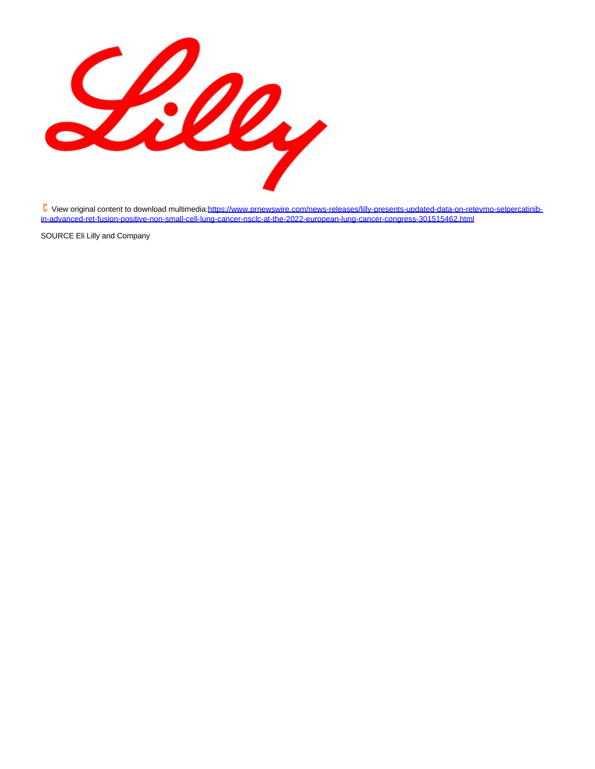View original content to download multimedia:https://www.prnewswire.com/news-releases/lilly-presents-updated-data-on-retevmo-selpercatinib-in-advanced-ret-fusion-positive-non-small-cell-lung-cancer-nsclc-at-the-2022-european-lung-cancer-congress-301515462.html

SOURCE Eli Lilly and Company